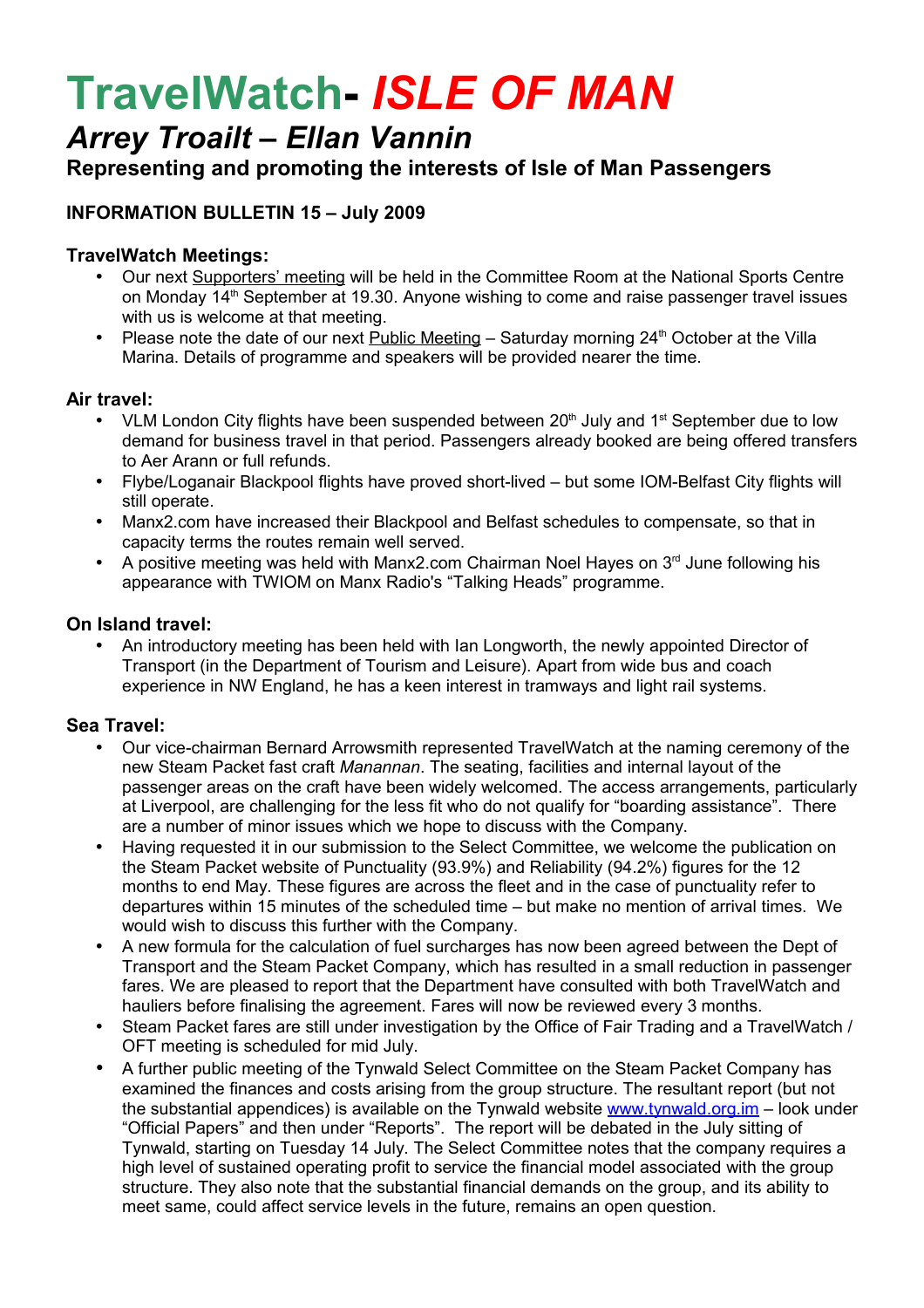# TravelWatch- *ISLE OF MAN*

## *Arrey Troailt – Ellan Vannin*

### Representing and promoting the interests of Isle of Man Passengers

**INFORMATION BULLETIN 15 – July 2009**

**TravelWatch Meetings:**

- Our next Supporters' meeting will be held in the Committee Room at the National Sports Centre on Monday 14th September at 19.30. Anyone wishing to come and raise passenger travel issues with us is welcome at that meeting.
- Please note the date of our next Public Meeting – Saturday morning 24th October at the Villa Marina. Details of programme and speakers will be provided nearer the time.

**Air travel:**

- VLM London City flights have been suspended between 20th July and 1st September due to low demand for business travel in that period. Passengers already booked are being offered transfers to Aer Arann or full refunds.
- Flybe/Loganair Blackpool flights have proved short-lived – but some IOM-Belfast City flights will still operate.
- Manx2.com have increased their Blackpool and Belfast schedules to compensate, so that in capacity terms the routes remain well served.
- A positive meeting was held with Manx2.com Chairman Noel Hayes on 3rd June following his appearance with TWIOM on Manx Radio's "Talking Heads" programme.

**On Island travel:**

- An introductory meeting has been held with Ian Longworth, the newly appointed Director of Transport (in the Department of Tourism and Leisure). Apart from wide bus and coach experience in NW England, he has a keen interest in tramways and light rail systems.

**Sea Travel:**

- Our vice-chairman Bernard Arrowsmith represented TravelWatch at the naming ceremony of the new Steam Packet fast craft *Manannan*. The seating, facilities and internal layout of the passenger areas on the craft have been widely welcomed. The access arrangements, particularly at Liverpool, are challenging for the less fit who do not qualify for "boarding assistance". There are a number of minor issues which we hope to discuss with the Company.
- Having requested it in our submission to the Select Committee, we welcome the publication on the Steam Packet website of Punctuality (93.9%) and Reliability (94.2%) figures for the 12 months to end May. These figures are across the fleet and in the case of punctuality refer to departures within 15 minutes of the scheduled time – but make no mention of arrival times. We would wish to discuss this further with the Company.
- A new formula for the calculation of fuel surcharges has now been agreed between the Dept of Transport and the Steam Packet Company, which has resulted in a small reduction in passenger fares. We are pleased to report that the Department have consulted with both TravelWatch and hauliers before finalising the agreement. Fares will now be reviewed every 3 months.
- Steam Packet fares are still under investigation by the Office of Fair Trading and a TravelWatch / OFT meeting is scheduled for mid July.
- A further public meeting of the Tynwald Select Committee on the Steam Packet Company has examined the finances and costs arising from the group structure. The resultant report (but not the substantial appendices) is available on the Tynwald website www.tynwald.org.im – look under "Official Papers" and then under "Reports". The report will be debated in the July sitting of Tynwald, starting on Tuesday 14 July. The Select Committee notes that the company requires a high level of sustained operating profit to service the financial model associated with the group structure. They also note that the substantial financial demands on the group, and its ability to meet same, could affect service levels in the future, remains an open question.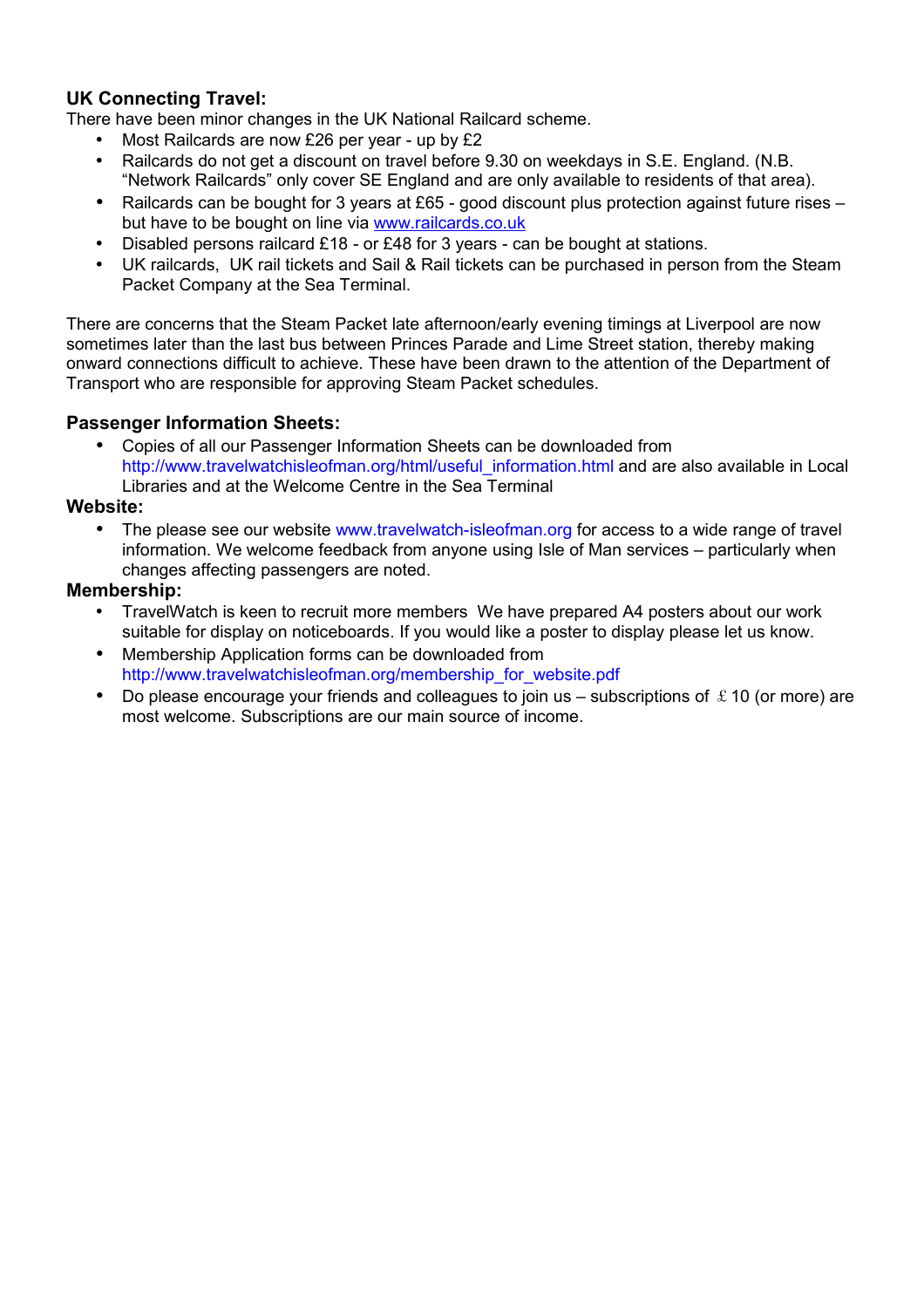## UK Connecting Travel:

There have been minor changes in the UK National Railcard scheme.

- Most Railcards are now £26 per year - up by £2
- Railcards do not get a discount on travel before 9.30 on weekdays in S.E. England. (N.B. "Network Railcards" only cover SE England and are only available to residents of that area).
- Railcards can be bought for 3 years at £65 - good discount plus protection against future rises – but have to be bought on line via www.railcards.co.uk
- Disabled persons railcard £18 - or £48 for 3 years - can be bought at stations.
- UK railcards, UK rail tickets and Sail & Rail tickets can be purchased in person from the Steam Packet Company at the Sea Terminal.

There are concerns that the Steam Packet late afternoon/early evening timings at Liverpool are now sometimes later than the last bus between Princes Parade and Lime Street station, thereby making onward connections difficult to achieve. These have been drawn to the attention of the Department of Transport who are responsible for approving Steam Packet schedules.

## Passenger Information Sheets:

- Copies of all our Passenger Information Sheets can be downloaded from http://www.travelwatchisleofman.org/html/useful_information.html and are also available in Local Libraries and at the Welcome Centre in the Sea Terminal

## Website:

- The please see our website www.travelwatch-isleofman.org for access to a wide range of travel information. We welcome feedback from anyone using Isle of Man services – particularly when changes affecting passengers are noted.

## Membership:

- TravelWatch is keen to recruit more members We have prepared A4 posters about our work suitable for display on noticeboards. If you would like a poster to display please let us know.
- Membership Application forms can be downloaded from http://www.travelwatchisleofman.org/membership_for_website.pdf
- Do please encourage your friends and colleagues to join us – subscriptions of £10 (or more) are most welcome. Subscriptions are our main source of income.